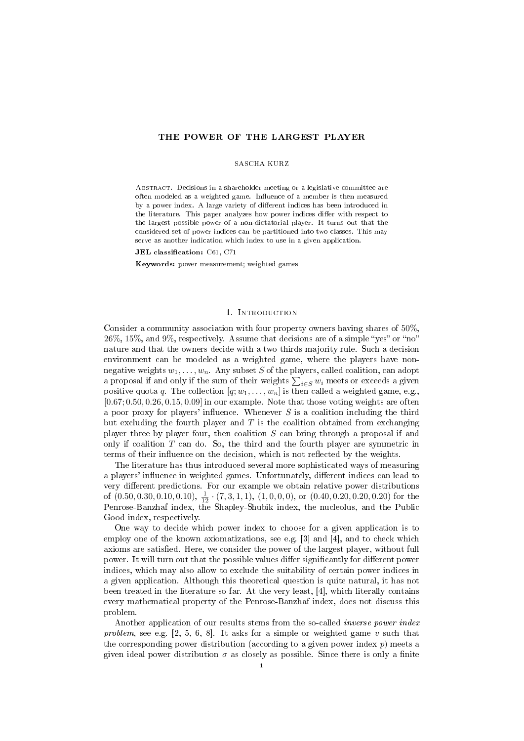# THE POWER OF THE LARGEST PLAYER

SASCHA KURZ

Abstract. Decisions in a shareholder meeting or a legislative committee are often modeled as a weighted game. Influence of a member is then measured by a power index. A large variety of different indices has been introduced in the literature. This paper analyzes how power indices differ with respect to the largest possible power of a non-dictatorial player. It turns out that the considered set of power indices can be partitioned into two classes. This may serve as another indication which index to use in a given application.

**JEL classification:** C61, C71

**Keywords:** power measurement; weighted games

## 1. Introduction

Consider a community association with four property owners having shares of 50%, 26%, 15%, and 9%, respectively. Assume that decisions are of a simple "yes" or "no" nature and that the owners decide with a two-thirds majority rule. Such a decision environment can be modeled as a weighted game, where the players have non-negative weights $w_1, \dots, w_n$. Any subset $S$ of the players, called coalition, can adopt a proposal if and only if the sum of their weights $\sum_{i \in S} w_i$ meets or exceeds a given positive quota $q$. The collection $[q; w_1, \dots, w_n]$ is then called a weighted game, e.g., $[0.67; 0.50, 0.26, 0.15, 0.09]$ in our example. Note that those voting weights are often a poor proxy for players' influence. Whenever $S$ is a coalition including the third but excluding the fourth player and $T$ is the coalition obtained from exchanging player three by player four, then coalition $S$ can bring through a proposal if and only if coalition $T$ can do. So, the third and the fourth player are symmetric in terms of their influence on the decision, which is not reflected by the weights.

The literature has thus introduced several more sophisticated ways of measuring a players' influence in weighted games. Unfortunately, different indices can lead to very different predictions. For our example we obtain relative power distributions of $(0.50, 0.30, 0.10, 0.10)$, $\frac{1}{12} \cdot (7, 3, 1, 1)$, $(1, 0, 0, 0)$, or $(0.40, 0.20, 0.20, 0.20)$ for the Penrose-Banzhaf index, the Shapley-Shubik index, the nucleolus, and the Public Good index, respectively.

One way to decide which power index to choose for a given application is to employ one of the known axiomatizations, see e.g. [3] and [4], and to check which axioms are satisfied. Here, we consider the power of the largest player, without full power. It will turn out that the possible values differ significantly for different power indices, which may also allow to exclude the suitability of certain power indices in a given application. Although this theoretical question is quite natural, it has not been treated in the literature so far. At the very least, [4], which literally contains every mathematical property of the Penrose-Banzhaf index, does not discuss this problem.

Another application of our results stems from the so-called *inverse power index problem*, see e.g. [2, 5, 6, 8]. It asks for a simple or weighted game $v$ such that the corresponding power distribution (according to a given power index $p$) meets a given ideal power distribution $\sigma$ as closely as possible. Since there is only a finite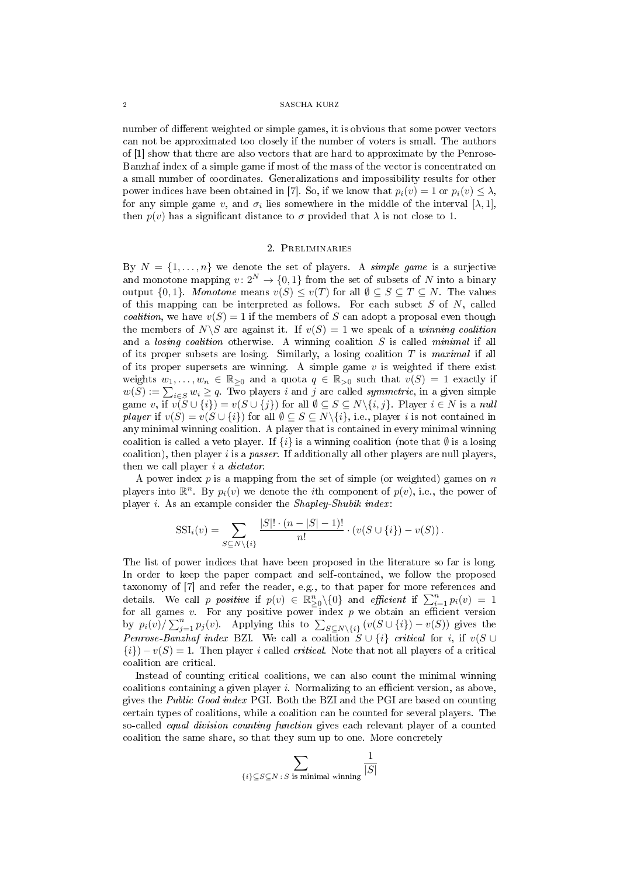number of different weighted or simple games, it is obvious that some power vectors can not be approximated too closely if the number of voters is small. The authors of [1] show that there are also vectors that are hard to approximate by the Penrose-Banzhaf index of a simple game if most of the mass of the vector is concentrated on a small number of coordinates. Generalizations and impossibility results for other power indices have been obtained in [7]. So, if we know that $p_i(v) = 1$ or $p_i(v) \le \lambda$, for any simple game $v$, and $\sigma_i$ lies somewhere in the middle of the interval $[\lambda, 1]$, then $p(v)$ has a significant distance to $\sigma$ provided that $\lambda$ is not close to 1.

## 2. Preliminaries

By $N = \{1, \dots, n\}$ we denote the set of players. A *simple game* is a surjective and monotone mapping $v\colon 2^N \to \{0,1\}$ from the set of subsets of $N$ into a binary output $\{0,1\}$. *Monotone* means $v(S) \le v(T)$ for all $\emptyset \subseteq S \subseteq T \subseteq N$. The values of this mapping can be interpreted as follows. For each subset $S$ of $N$, called *coalition*, we have $v(S) = 1$ if the members of $S$ can adopt a proposal even though the members of $N\backslash S$ are against it. If $v(S) = 1$ we speak of a *winning coalition* and a *losing coalition* otherwise. A winning coalition $S$ is called *minimal* if all of its proper subsets are losing. Similarly, a losing coalition $T$ is *maximal* if all of its proper supersets are winning. A simple game $v$ is *weighted* if there exist weights $w_1, \dots, w_n \in \mathbb{R}_{\ge 0}$ and a quota $q \in \mathbb{R}_{>0}$ such that $v(S) = 1$ exactly if $w(S) := \sum_{i \in S} w_i \ge q$. Two players $i$ and $j$ are called *symmetric*, in a given simple game $v$, if $v(S \cup \{i\}) = v(S \cup \{j\})$ for all $\emptyset \subseteq S \subseteq N\backslash\{i,j\}$. Player $i \in N$ is a *null player* if $v(S) = v(S \cup \{i\})$ for all $\emptyset \subseteq S \subseteq N\backslash\{i\}$, i.e., player $i$ is not contained in any minimal winning coalition. A player that is contained in every minimal winning coalition is called a veto player. If $\{i\}$ is a winning coalition (note that $\emptyset$ is a losing coalition), then player $i$ is a *passer*. If additionally all other players are null players, then we call player $i$ a *dictator*.

A power index $p$ is a mapping from the set of simple (or weighted) games on $n$ players into $\mathbb{R}^n$. By $p_i(v)$ we denote the $i$th component of $p(v)$, i.e., the power of player $i$. As an example consider the *Shapley-Shubik index*:

$$\mathrm{SSI}_i(v) = \sum_{S \subseteq N\backslash\{i\}} \frac{|S|! \cdot (n - |S| - 1)!}{n!} \cdot \left(v(S \cup \{i\}) - v(S)\right).$$

The list of power indices that have been proposed in the literature so far is long. In order to keep the paper compact and self-contained, we follow the proposed taxonomy of [7] and refer the reader, e.g., to that paper for more references and details. We call $p$ *positive* if $p(v) \in \mathbb{R}^n_{\ge 0}\backslash\{0\}$ and *efficient* if $\sum_{i=1}^n p_i(v) = 1$ for all games $v$. For any positive power index $p$ we obtain an efficient version by $p_i(v)/\sum_{j=1}^n p_j(v)$. Applying this to $\sum_{S \subseteq N\backslash\{i\}} \left(v(S \cup \{i\}) - v(S)\right)$ gives the *Penrose-Banzhaf index* BZI. We call a coalition $S \cup \{i\}$ *critical* for $i$, if $v(S \cup \{i\}) - v(S) = 1$. Then player $i$ called *critical*. Note that not all players of a critical coalition are critical.

Instead of counting critical coalitions, we can also count the minimal winning coalitions containing a given player $i$. Normalizing to an efficient version, as above, gives the *Public Good index* PGI. Both the BZI and the PGI are based on counting certain types of coalitions, while a coalition can be counted for several players. The so-called *equal division counting function* gives each relevant player of a counted coalition the same share, so that they sum up to one. More concretely

$$\sum_{\{i\} \subseteq S \subseteq N\,:\,S \text{ is minimal winning}} \frac{1}{|S|}$$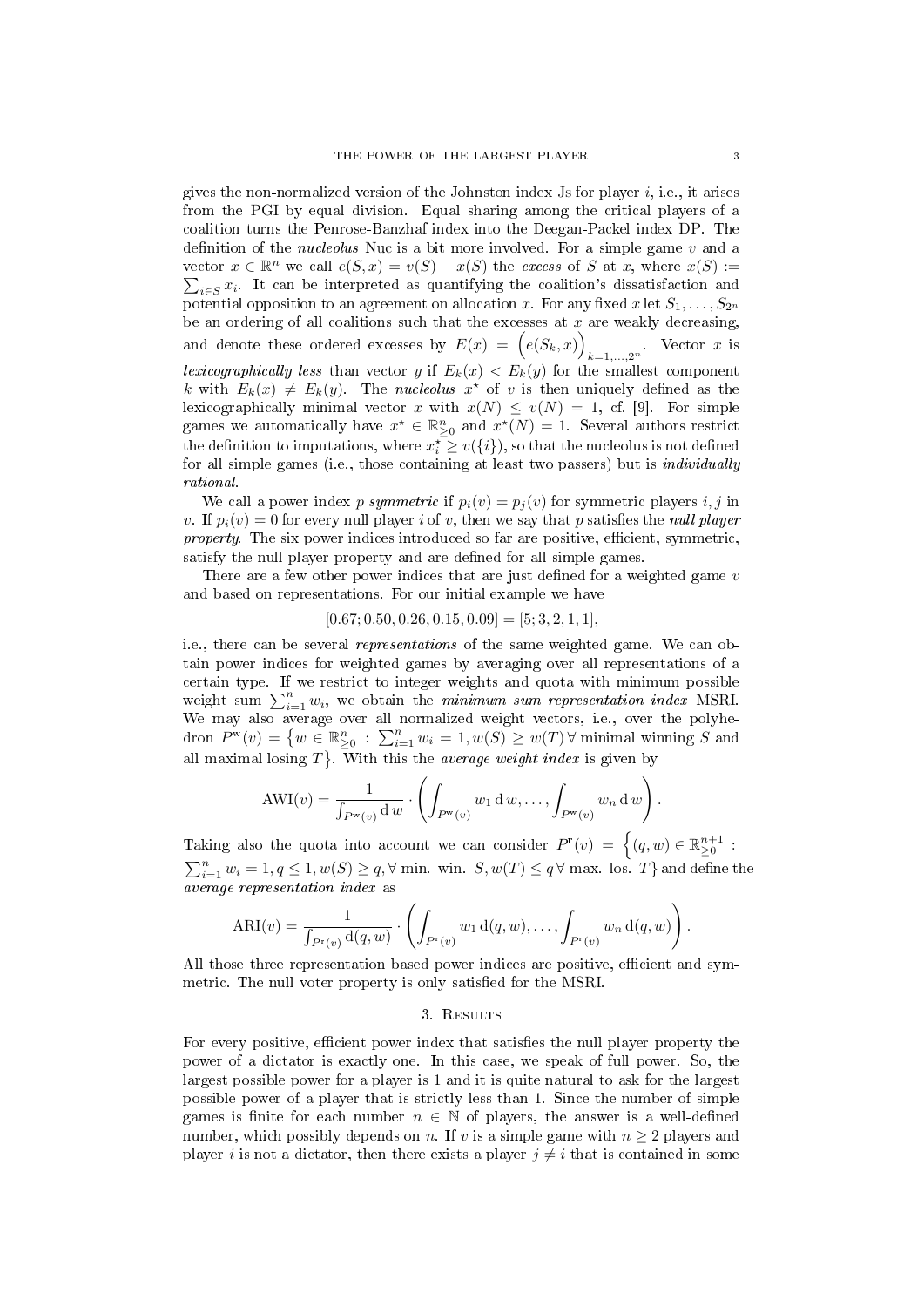gives the non-normalized version of the Johnston index Js for player $i$, i.e., it arises from the PGI by equal division. Equal sharing among the critical players of a coalition turns the Penrose-Banzhaf index into the Deegan-Packel index DP. The definition of the *nucleolus* Nuc is a bit more involved. For a simple game $v$ and a vector $x \in \mathbb{R}^n$ we call $e(S, x) = v(S) - x(S)$ the *excess* of $S$ at $x$, where $x(S) := \sum_{i \in S} x_i$. It can be interpreted as quantifying the coalition's dissatisfaction and potential opposition to an agreement on allocation $x$. For any fixed $x$ let $S_1, \ldots, S_{2^n}$ be an ordering of all coalitions such that the excesses at $x$ are weakly decreasing, and denote these ordered excesses by $E(x) = \Big(e(S_k, x)\Big)_{k=1,\ldots,2^n}$. Vector $x$ is *lexicographically less* than vector $y$ if $E_k(x) < E_k(y)$ for the smallest component $k$ with $E_k(x) \neq E_k(y)$. The *nucleolus* $x^\star$ of $v$ is then uniquely defined as the lexicographically minimal vector $x$ with $x(N) \leq v(N) = 1$, cf. [9]. For simple games we automatically have $x^\star \in \mathbb{R}^n_{\geq 0}$ and $x^\star(N) = 1$. Several authors restrict the definition to imputations, where $x^\star_i \geq v(\{i\})$, so that the nucleolus is not defined for all simple games (i.e., those containing at least two passers) but is *individually rational*.

We call a power index $p$ *symmetric* if $p_i(v) = p_j(v)$ for symmetric players $i, j$ in $v$. If $p_i(v) = 0$ for every null player $i$ of $v$, then we say that $p$ satisfies the *null player property*. The six power indices introduced so far are positive, efficient, symmetric, satisfy the null player property and are defined for all simple games.

There are a few other power indices that are just defined for a weighted game $v$ and based on representations. For our initial example we have

$$[0.67; 0.50, 0.26, 0.15, 0.09] = [5; 3, 2, 1, 1],$$

i.e., there can be several *representations* of the same weighted game. We can obtain power indices for weighted games by averaging over all representations of a certain type. If we restrict to integer weights and quota with minimum possible weight sum $\sum_{i=1}^n w_i$, we obtain the *minimum sum representation index* MSRI. We may also average over all normalized weight vectors, i.e., over the polyhedron $P^{\text{w}}(v) = \big\{w \in \mathbb{R}^n_{\geq 0} : \sum_{i=1}^n w_i = 1, w(S) \geq w(T)\, \forall \text{ minimal winning } S \text{ and all maximal losing } T\big\}$. With this the *average weight index* is given by

$$\mathrm{AWI}(v) = \frac{1}{\int_{P^{\text{w}}(v)} \mathrm{d}\, w} \cdot \left( \int_{P^{\text{w}}(v)} w_1 \,\mathrm{d}\, w, \ldots, \int_{P^{\text{w}}(v)} w_n \,\mathrm{d}\, w \right).$$

Taking also the quota into account we can consider $P^{\text{r}}(v) = \Big\{(q, w) \in \mathbb{R}^{n+1}_{\geq 0} : \sum_{i=1}^n w_i = 1, q \leq 1, w(S) \geq q, \forall \text{ min. win. } S, w(T) \leq q\, \forall \text{ max. los. } T\Big\}$ and define the *average representation index* as

$$\mathrm{ARI}(v) = \frac{1}{\int_{P^{\text{r}}(v)} \mathrm{d}(q, w)} \cdot \left( \int_{P^{\text{r}}(v)} w_1 \,\mathrm{d}(q, w), \ldots, \int_{P^{\text{r}}(v)} w_n \,\mathrm{d}(q, w) \right).$$

All those three representation based power indices are positive, efficient and symmetric. The null voter property is only satisfied for the MSRI.

## 3. Results

For every positive, efficient power index that satisfies the null player property the power of a dictator is exactly one. In this case, we speak of full power. So, the largest possible power for a player is 1 and it is quite natural to ask for the largest possible power of a player that is strictly less than 1. Since the number of simple games is finite for each number $n \in \mathbb{N}$ of players, the answer is a well-defined number, which possibly depends on $n$. If $v$ is a simple game with $n \geq 2$ players and player $i$ is not a dictator, then there exists a player $j \neq i$ that is contained in some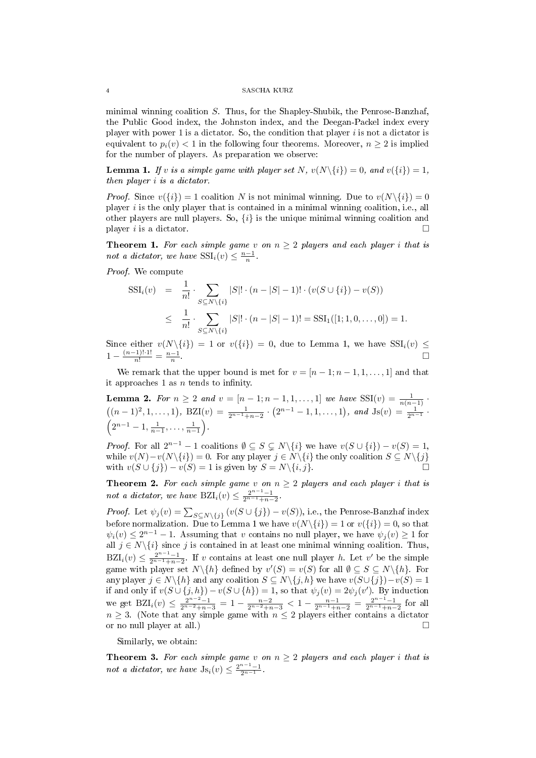minimal winning coalition $S$. Thus, for the Shapley-Shubik, the Penrose-Banzhaf, the Public Good index, the Johnston index, and the Deegan-Packel index every player with power 1 is a dictator. So, the condition that player $i$ is not a dictator is equivalent to $p_i(v) < 1$ in the following four theorems. Moreover, $n \geq 2$ is implied for the number of players. As preparation we observe:

**Lemma 1.** *If $v$ is a simple game with player set $N$, $v(N\backslash\{i\}) = 0$, and $v(\{i\}) = 1$, then player $i$ is a dictator.*

*Proof.* Since $v(\{i\}) = 1$ coalition $N$ is not minimal winning. Due to $v(N\backslash\{i\}) = 0$ player $i$ is the only player that is contained in a minimal winning coalition, i.e., all other players are null players. So, $\{i\}$ is the unique minimal winning coalition and player $i$ is a dictator. $\square$

**Theorem 1.** *For each simple game $v$ on $n \geq 2$ players and each player $i$ that is not a dictator, we have $\mathrm{SSI}_i(v) \leq \frac{n-1}{n}$.*

*Proof.* We compute

$$
\begin{aligned}
\mathrm{SSI}_i(v) &= \frac{1}{n!} \cdot \sum_{S \subseteq N\backslash\{i\}} |S|! \cdot (n - |S| - 1)! \cdot (v(S \cup \{i\}) - v(S)) \\
&\leq \frac{1}{n!} \cdot \sum_{S \subseteq N\backslash\{i\}} |S|! \cdot (n - |S| - 1)! = \mathrm{SSI}_1([1; 1, 0, \dots, 0]) = 1.
\end{aligned}
$$

Since either $v(N\backslash\{i\}) = 1$ or $v(\{i\}) = 0$, due to Lemma 1, we have $\mathrm{SSI}_i(v) \leq 1 - \frac{(n-1)! \cdot 1!}{n!} = \frac{n-1}{n}$. $\square$

We remark that the upper bound is met for $v = [n-1; n-1, 1, \dots, 1]$ and that it approaches 1 as $n$ tends to infinity.

**Lemma 2.** *For $n \geq 2$ and $v = [n-1; n-1, 1, \dots, 1]$ we have $\mathrm{SSI}(v) = \frac{1}{n(n-1)} \cdot \left((n-1)^2, 1, \dots, 1\right)$, $\mathrm{BZI}(v) = \frac{1}{2^{n-1}+n-2} \cdot \left(2^{n-1} - 1, 1, \dots, 1\right)$, and $\mathrm{Js}(v) = \frac{1}{2^{n-1}} \cdot \left(2^{n-1} - 1, \frac{1}{n-1}, \dots, \frac{1}{n-1}\right)$.*

*Proof.* For all $2^{n-1} - 1$ coalitions $\emptyset \subseteq S \subsetneq N\backslash\{i\}$ we have $v(S \cup \{i\}) - v(S) = 1$, while $v(N) - v(N\backslash\{i\}) = 0$. For any player $j \in N\backslash\{i\}$ the only coalition $S \subseteq N\backslash\{j\}$ with $v(S \cup \{j\}) - v(S) = 1$ is given by $S = N\backslash\{i, j\}$. $\square$

**Theorem 2.** *For each simple game $v$ on $n \geq 2$ players and each player $i$ that is not a dictator, we have $\mathrm{BZI}_i(v) \leq \frac{2^{n-1}-1}{2^{n-1}+n-2}$.*

*Proof.* Let $\psi_j(v) = \sum_{S \subseteq N\backslash\{j\}} (v(S \cup \{j\}) - v(S))$, i.e., the Penrose-Banzhaf index before normalization. Due to Lemma 1 we have $v(N\backslash\{i\}) = 1$ or $v(\{i\}) = 0$, so that $\psi_i(v) \leq 2^{n-1} - 1$. Assuming that $v$ contains no null player, we have $\psi_j(v) \geq 1$ for all $j \in N\backslash\{i\}$ since $j$ is contained in at least one minimal winning coalition. Thus, $\mathrm{BZI}_i(v) \leq \frac{2^{n-1}-1}{2^{n-1}+n-2}$. If $v$ contains at least one null player $h$. Let $v'$ be the simple game with player set $N\backslash\{h\}$ defined by $v'(S) = v(S)$ for all $\emptyset \subseteq S \subseteq N\backslash\{h\}$. For any player $j \in N\backslash\{h\}$ and any coalition $S \subseteq N\backslash\{j, h\}$ we have $v(S \cup \{j\}) - v(S) = 1$ if and only if $v(S \cup \{j, h\}) - v(S \cup \{h\}) = 1$, so that $\psi_j(v) = 2\psi_j(v')$. By induction we get $\mathrm{BZI}_i(v) \leq \frac{2^{n-2}-1}{2^{n-2}+n-3} = 1 - \frac{n-2}{2^{n-2}+n-3} < 1 - \frac{n-1}{2^{n-1}+n-2} = \frac{2^{n-1}-1}{2^{n-1}+n-2}$ for all $n \geq 3$. (Note that any simple game with $n \leq 2$ players either contains a dictator or no null player at all.) $\square$

Similarly, we obtain:

**Theorem 3.** *For each simple game $v$ on $n \geq 2$ players and each player $i$ that is not a dictator, we have $\mathrm{Js}_i(v) \leq \frac{2^{n-1}-1}{2^{n-1}}$.*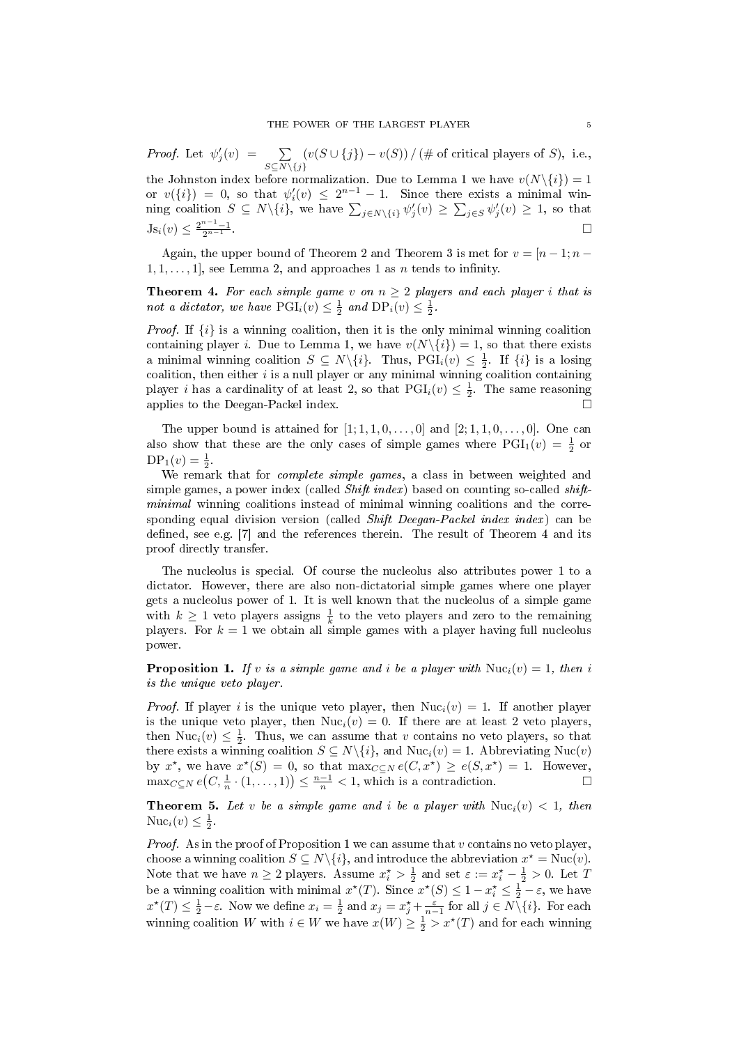*Proof.* Let $\psi'_j(v) = \sum_{S\subseteq N\backslash\{j\}} (v(S\cup\{j\}) - v(S)) \,/\, (\#\text{ of critical players of } S)$, i.e., the Johnston index before normalization. Due to Lemma 1 we have $v(N\backslash\{i\}) = 1$ or $v(\{i\}) = 0$, so that $\psi'_i(v) \le 2^{n-1} - 1$. Since there exists a minimal winning coalition $S \subseteq N\backslash\{i\}$, we have $\sum_{j\in N\backslash\{i\}} \psi'_j(v) \ge \sum_{j\in S} \psi'_j(v) \ge 1$, so that $\mathrm{Js}_i(v) \le \frac{2^{n-1}-1}{2^{n-1}}$. □

Again, the upper bound of Theorem 2 and Theorem 3 is met for $v = [n-1; n-1, 1, \dots, 1]$, see Lemma 2, and approaches 1 as $n$ tends to infinity.

**Theorem 4.** *For each simple game $v$ on $n \ge 2$ players and each player $i$ that is not a dictator, we have $\mathrm{PGI}_i(v) \le \frac{1}{2}$ and $\mathrm{DP}_i(v) \le \frac{1}{2}$.*

*Proof.* If $\{i\}$ is a winning coalition, then it is the only minimal winning coalition containing player $i$. Due to Lemma 1, we have $v(N\backslash\{i\}) = 1$, so that there exists a minimal winning coalition $S \subseteq N\backslash\{i\}$. Thus, $\mathrm{PGI}_i(v) \le \frac{1}{2}$. If $\{i\}$ is a losing coalition, then either $i$ is a null player or any minimal winning coalition containing player $i$ has a cardinality of at least 2, so that $\mathrm{PGI}_i(v) \le \frac{1}{2}$. The same reasoning applies to the Deegan-Packel index. □

The upper bound is attained for $[1; 1, 1, 0, \dots, 0]$ and $[2; 1, 1, 0, \dots, 0]$. One can also show that these are the only cases of simple games where $\mathrm{PGI}_1(v) = \frac{1}{2}$ or $\mathrm{DP}_1(v) = \frac{1}{2}$.

We remark that for *complete simple games*, a class in between weighted and simple games, a power index (called *Shift index*) based on counting so-called *shift-minimal* winning coalitions instead of minimal winning coalitions and the corresponding equal division version (called *Shift Deegan-Packel index index*) can be defined, see e.g. [7] and the references therein. The result of Theorem 4 and its proof directly transfer.

The nucleolus is special. Of course the nucleolus also attributes power 1 to a dictator. However, there are also non-dictatorial simple games where one player gets a nucleolus power of 1. It is well known that the nucleolus of a simple game with $k \ge 1$ veto players assigns $\frac{1}{k}$ to the veto players and zero to the remaining players. For $k = 1$ we obtain all simple games with a player having full nucleolus power.

**Proposition 1.** *If $v$ is a simple game and $i$ be a player with $\mathrm{Nuc}_i(v) = 1$, then $i$ is the unique veto player.*

*Proof.* If player $i$ is the unique veto player, then $\mathrm{Nuc}_i(v) = 1$. If another player is the unique veto player, then $\mathrm{Nuc}_i(v) = 0$. If there are at least 2 veto players, then $\mathrm{Nuc}_i(v) \le \frac{1}{2}$. Thus, we can assume that $v$ contains no veto players, so that there exists a winning coalition $S \subseteq N\backslash\{i\}$, and $\mathrm{Nuc}_i(v) = 1$. Abbreviating $\mathrm{Nuc}(v)$ by $x^\star$, we have $x^\star(S) = 0$, so that $\max_{C\subseteq N} e(C, x^\star) \ge e(S, x^\star) = 1$. However, $\max_{C\subseteq N} e\big(C, \frac{1}{n}\cdot(1,\dots,1)\big) \le \frac{n-1}{n} < 1$, which is a contradiction. □

**Theorem 5.** *Let $v$ be a simple game and $i$ be a player with $\mathrm{Nuc}_i(v) < 1$, then $\mathrm{Nuc}_i(v) \le \frac{1}{2}$.*

*Proof.* As in the proof of Proposition 1 we can assume that $v$ contains no veto player, choose a winning coalition $S \subseteq N\backslash\{i\}$, and introduce the abbreviation $x^\star = \mathrm{Nuc}(v)$. Note that we have $n \ge 2$ players. Assume $x^\star_i > \frac{1}{2}$ and set $\varepsilon := x^\star_i - \frac{1}{2} > 0$. Let $T$ be a winning coalition with minimal $x^\star(T)$. Since $x^\star(S) \le 1 - x^\star_i \le \frac{1}{2} - \varepsilon$, we have $x^\star(T) \le \frac{1}{2} - \varepsilon$. Now we define $x_i = \frac{1}{2}$ and $x_j = x^\star_j + \frac{\varepsilon}{n-1}$ for all $j \in N\backslash\{i\}$. For each winning coalition $W$ with $i \in W$ we have $x(W) \ge \frac{1}{2} > x^\star(T)$ and for each winning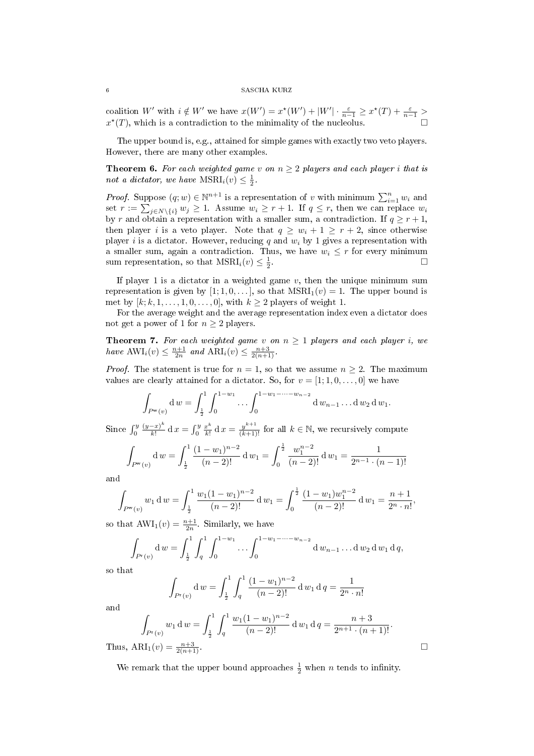coalition $W'$ with $i \notin W'$ we have $x(W') = x^\star(W') + |W'| \cdot \frac{\varepsilon}{n-1} \ge x^\star(T) + \frac{\varepsilon}{n-1} > x^\star(T)$, which is a contradiction to the minimality of the nucleolus. $\square$

The upper bound is, e.g., attained for simple games with exactly two veto players. However, there are many other examples.

**Theorem 6.** *For each weighted game $v$ on $n \ge 2$ players and each player $i$ that is not a dictator, we have $\operatorname{MSRI}_i(v) \le \frac{1}{2}$.*

*Proof.* Suppose $(q; w) \in \mathbb{N}^{n+1}$ is a representation of $v$ with minimum $\sum_{i=1}^n w_i$ and set $r := \sum_{j \in N\setminus\{i\}} w_j \ge 1$. Assume $w_i \ge r+1$. If $q \le r$, then we can replace $w_i$ by $r$ and obtain a representation with a smaller sum, a contradiction. If $q \ge r+1$, then player $i$ is a veto player. Note that $q \ge w_i + 1 \ge r + 2$, since otherwise player $i$ is a dictator. However, reducing $q$ and $w_i$ by 1 gives a representation with a smaller sum, again a contradiction. Thus, we have $w_i \le r$ for every minimum sum representation, so that $\operatorname{MSRI}_i(v) \le \frac{1}{2}$. $\square$

If player 1 is a dictator in a weighted game $v$, then the unique minimum sum representation is given by $[1; 1, 0, \dots]$, so that $\operatorname{MSRI}_1(v) = 1$. The upper bound is met by $[k; k, 1, \dots, 1, 0, \dots, 0]$, with $k \ge 2$ players of weight 1.

For the average weight and the average representation index even a dictator does not get a power of 1 for $n \ge 2$ players.

**Theorem 7.** *For each weighted game $v$ on $n \ge 1$ players and each player $i$, we have $\operatorname{AWI}_i(v) \le \frac{n+1}{2n}$ and $\operatorname{ARI}_i(v) \le \frac{n+3}{2(n+1)}$.*

*Proof.* The statement is true for $n = 1$, so that we assume $n \ge 2$. The maximum values are clearly attained for a dictator. So, for $v = [1; 1, 0, \dots, 0]$ we have

$$\int_{P^{\mathrm{w}}(v)} \mathrm{d}\, w = \int_{\frac{1}{2}}^{1} \int_0^{1-w_1} \dots \int_0^{1-w_1-\dots-w_{n-2}} \mathrm{d}\, w_{n-1} \dots \mathrm{d}\, w_2 \, \mathrm{d}\, w_1.$$

Since $\int_0^y \frac{(y-x)^k}{k!} \,\mathrm{d}\, x = \int_0^y \frac{x^k}{k!} \,\mathrm{d}\, x = \frac{y^{k+1}}{(k+1)!}$ for all $k \in \mathbb{N}$, we recursively compute

$$\int_{P^{\mathrm{w}}(v)} \mathrm{d}\, w = \int_{\frac{1}{2}}^{1} \frac{(1-w_1)^{n-2}}{(n-2)!} \,\mathrm{d}\, w_1 = \int_0^{\frac{1}{2}} \frac{w_1^{n-2}}{(n-2)!} \,\mathrm{d}\, w_1 = \frac{1}{2^{n-1} \cdot (n-1)!}$$

and

$$\int_{P^{\mathrm{w}}(v)} w_1 \,\mathrm{d}\, w = \int_{\frac{1}{2}}^{1} \frac{w_1(1-w_1)^{n-2}}{(n-2)!} \,\mathrm{d}\, w_1 = \int_0^{\frac{1}{2}} \frac{(1-w_1)w_1^{n-2}}{(n-2)!} \,\mathrm{d}\, w_1 = \frac{n+1}{2^n \cdot n!},$$

so that $\operatorname{AWI}_1(v) = \frac{n+1}{2n}$. Similarly, we have

$$\int_{P^{\mathrm{r}}(v)} \mathrm{d}\, w = \int_{\frac{1}{2}}^{1} \int_q^1 \int_0^{1-w_1} \dots \int_0^{1-w_1-\dots-w_{n-2}} \mathrm{d}\, w_{n-1} \dots \mathrm{d}\, w_2 \, \mathrm{d}\, w_1 \, \mathrm{d}\, q,$$

so that

$$\int_{P^{\mathrm{r}}(v)} \mathrm{d}\, w = \int_{\frac{1}{2}}^{1} \int_q^1 \frac{(1-w_1)^{n-2}}{(n-2)!} \,\mathrm{d}\, w_1 \,\mathrm{d}\, q = \frac{1}{2^n \cdot n!}$$

and

$$\int_{P^{\mathrm{r}}(v)} w_1 \,\mathrm{d}\, w = \int_{\frac{1}{2}}^{1} \int_q^1 \frac{w_1(1-w_1)^{n-2}}{(n-2)!} \,\mathrm{d}\, w_1 \,\mathrm{d}\, q = \frac{n+3}{2^{n+1} \cdot (n+1)!}.$$

Thus, $\operatorname{ARI}_1(v) = \frac{n+3}{2(n+1)}$. $\square$

We remark that the upper bound approaches $\frac{1}{2}$ when $n$ tends to infinity.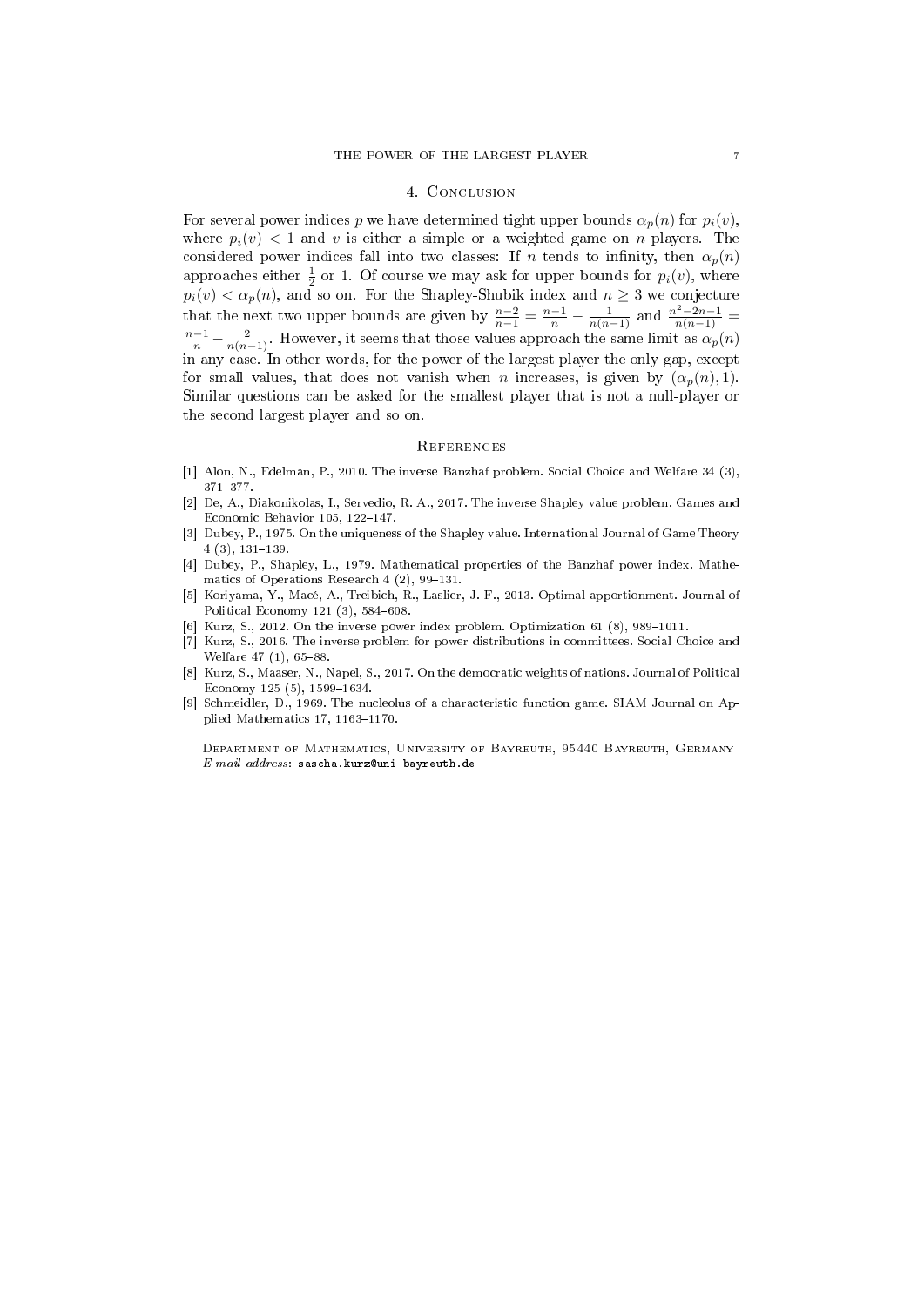## 4. Conclusion

For several power indices $p$ we have determined tight upper bounds $\alpha_p(n)$ for $p_i(v)$, where $p_i(v) < 1$ and $v$ is either a simple or a weighted game on $n$ players. The considered power indices fall into two classes: If $n$ tends to infinity, then $\alpha_p(n)$ approaches either $\frac{1}{2}$ or 1. Of course we may ask for upper bounds for $p_i(v)$, where $p_i(v) < \alpha_p(n)$, and so on. For the Shapley-Shubik index and $n \geq 3$ we conjecture that the next two upper bounds are given by $\frac{n-2}{n-1} = \frac{n-1}{n} - \frac{1}{n(n-1)}$ and $\frac{n^2-2n-1}{n(n-1)} = \frac{n-1}{n} - \frac{2}{n(n-1)}$. However, it seems that those values approach the same limit as $\alpha_p(n)$ in any case. In other words, for the power of the largest player the only gap, except for small values, that does not vanish when $n$ increases, is given by $(\alpha_p(n), 1)$. Similar questions can be asked for the smallest player that is not a null-player or the second largest player and so on.

## References

[1] Alon, N., Edelman, P., 2010. The inverse Banzhaf problem. Social Choice and Welfare 34 (3), 371–377.

[2] De, A., Diakonikolas, I., Servedio, R. A., 2017. The inverse Shapley value problem. Games and Economic Behavior 105, 122–147.

[3] Dubey, P., 1975. On the uniqueness of the Shapley value. International Journal of Game Theory 4 (3), 131–139.

[4] Dubey, P., Shapley, L., 1979. Mathematical properties of the Banzhaf power index. Mathematics of Operations Research 4 (2), 99–131.

[5] Koriyama, Y., Macé, A., Treibich, R., Laslier, J.-F., 2013. Optimal apportionment. Journal of Political Economy 121 (3), 584–608.

[6] Kurz, S., 2012. On the inverse power index problem. Optimization 61 (8), 989–1011.

[7] Kurz, S., 2016. The inverse problem for power distributions in committees. Social Choice and Welfare 47 (1), 65–88.

[8] Kurz, S., Maaser, N., Napel, S., 2017. On the democratic weights of nations. Journal of Political Economy 125 (5), 1599–1634.

[9] Schmeidler, D., 1969. The nucleolus of a characteristic function game. SIAM Journal on Applied Mathematics 17, 1163–1170.

Department of Mathematics, University of Bayreuth, 95440 Bayreuth, Germany
*E-mail address*: sascha.kurz@uni-bayreuth.de